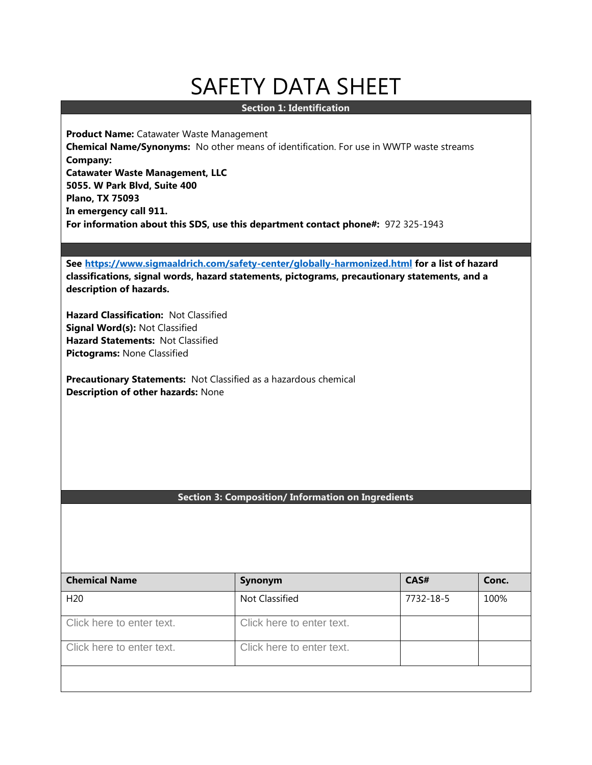# SAFETY DATA SHEET

## Section 1: Identification

**Product Name:** Catawater Waste Management
**Chemical Name/Synonyms:** No other means of identification. For use in WWTP waste streams
**Company:**
**Catawater Waste Management, LLC**
**5055. W Park Blvd, Suite 400**
**Plano, TX 75093**
**In emergency call 911.**
**For information about this SDS, use this department contact phone#:** 972 325-1943

**See [https://www.sigmaaldrich.com/safety-center/globally-harmonized.html](https://www.sigmaaldrich.com/safety-center/globally-harmonized.html) for a list of hazard classifications, signal words, hazard statements, pictograms, precautionary statements, and a description of hazards.**

**Hazard Classification:** Not Classified
**Signal Word(s):** Not Classified
**Hazard Statements:** Not Classified
**Pictograms:** None Classified

**Precautionary Statements:** Not Classified as a hazardous chemical
**Description of other hazards:** None

## Section 3: Composition/ Information on Ingredients

| Chemical Name | Synonym | CAS# | Conc. |
|---|---|---|---|
| H20 | Not Classified | 7732-18-5 | 100% |
| Click here to enter text. | Click here to enter text. | | |
| Click here to enter text. | Click here to enter text. | | |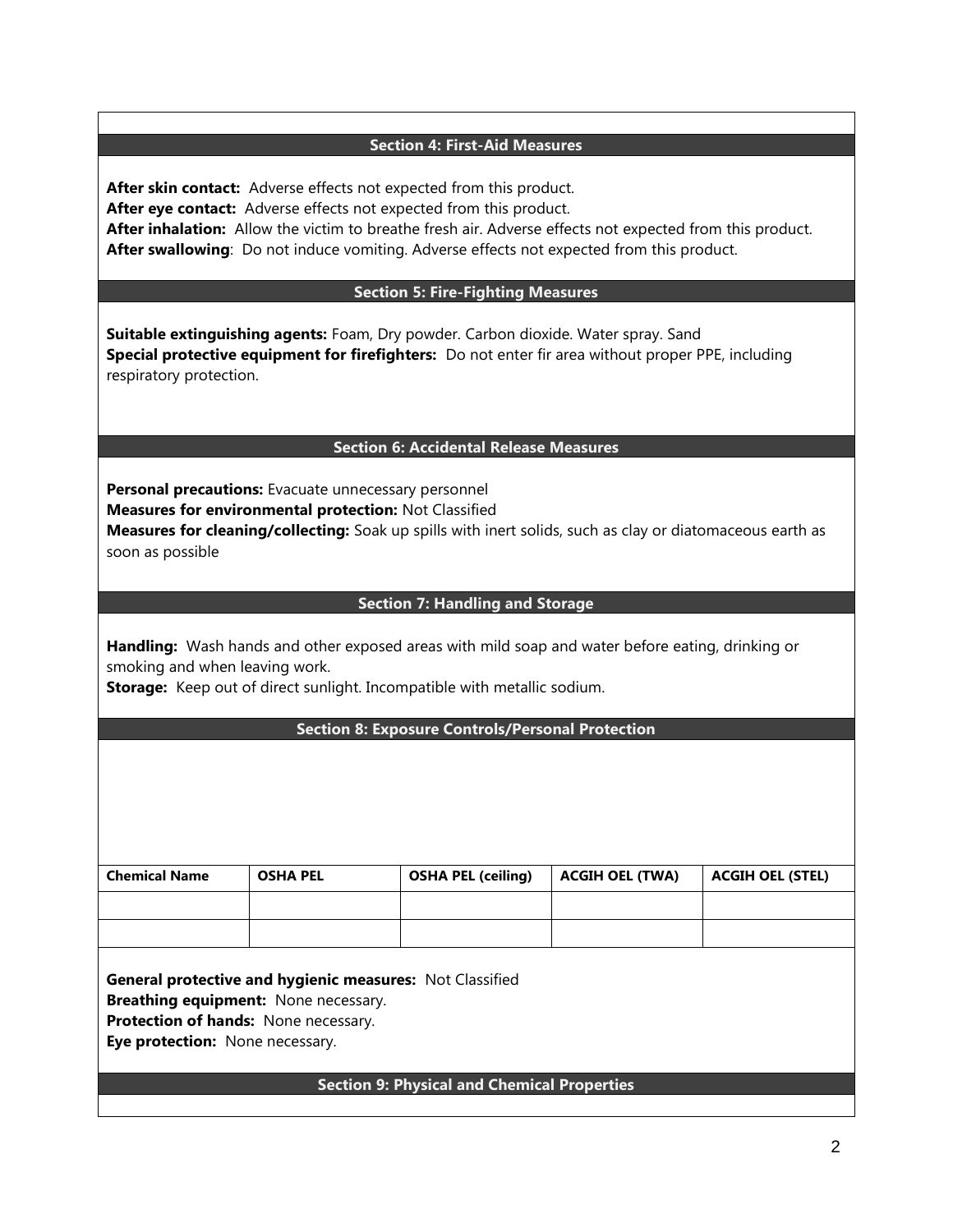## Section 4: First-Aid Measures

**After skin contact:** Adverse effects not expected from this product.
**After eye contact:** Adverse effects not expected from this product.
**After inhalation:** Allow the victim to breathe fresh air. Adverse effects not expected from this product.
**After swallowing**: Do not induce vomiting. Adverse effects not expected from this product.

## Section 5: Fire-Fighting Measures

**Suitable extinguishing agents:** Foam, Dry powder. Carbon dioxide. Water spray. Sand
**Special protective equipment for firefighters:** Do not enter fir area without proper PPE, including respiratory protection.

## Section 6: Accidental Release Measures

**Personal precautions:** Evacuate unnecessary personnel
**Measures for environmental protection:** Not Classified
**Measures for cleaning/collecting:** Soak up spills with inert solids, such as clay or diatomaceous earth as soon as possible

## Section 7: Handling and Storage

**Handling:** Wash hands and other exposed areas with mild soap and water before eating, drinking or smoking and when leaving work.
**Storage:** Keep out of direct sunlight. Incompatible with metallic sodium.

## Section 8: Exposure Controls/Personal Protection

| Chemical Name | OSHA PEL | OSHA PEL (ceiling) | ACGIH OEL (TWA) | ACGIH OEL (STEL) |
|---|---|---|---|---|
| | | | | |
| | | | | |

**General protective and hygienic measures:** Not Classified
**Breathing equipment:** None necessary.
**Protection of hands:** None necessary.
**Eye protection:** None necessary.

## Section 9: Physical and Chemical Properties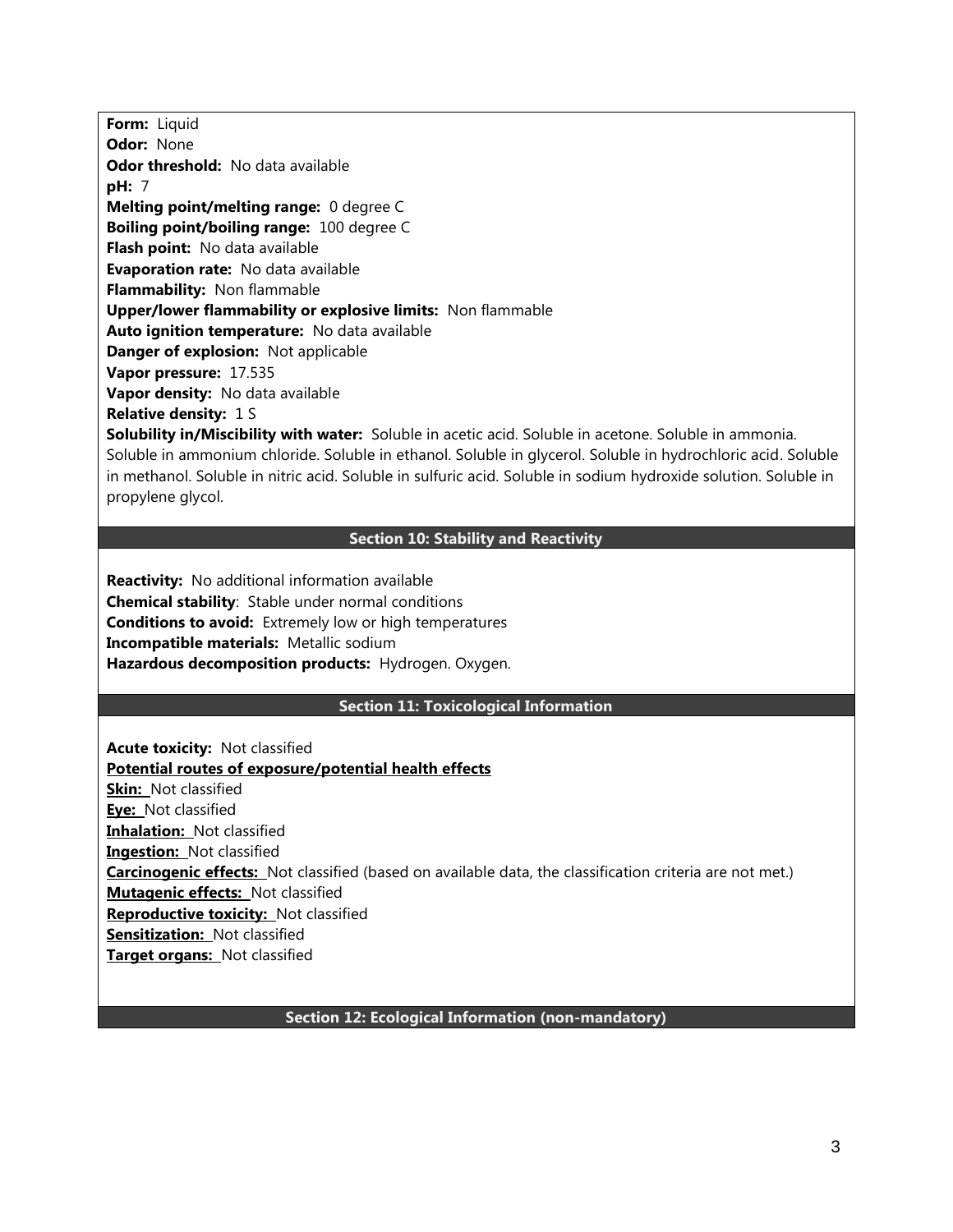**Form:** Liquid
**Odor:** None
**Odor threshold:** No data available
**pH:** 7
**Melting point/melting range:** 0 degree C
**Boiling point/boiling range:** 100 degree C
**Flash point:** No data available
**Evaporation rate:** No data available
**Flammability:** Non flammable
**Upper/lower flammability or explosive limits:** Non flammable
**Auto ignition temperature:** No data available
**Danger of explosion:** Not applicable
**Vapor pressure:** 17.535
**Vapor density:** No data available
**Relative density:** 1 S
**Solubility in/Miscibility with water:** Soluble in acetic acid. Soluble in acetone. Soluble in ammonia. Soluble in ammonium chloride. Soluble in ethanol. Soluble in glycerol. Soluble in hydrochloric acid. Soluble in methanol. Soluble in nitric acid. Soluble in sulfuric acid. Soluble in sodium hydroxide solution. Soluble in propylene glycol.

## Section 10: Stability and Reactivity

**Reactivity:** No additional information available
**Chemical stability**: Stable under normal conditions
**Conditions to avoid:** Extremely low or high temperatures
**Incompatible materials:** Metallic sodium
**Hazardous decomposition products:** Hydrogen. Oxygen.

## Section 11: Toxicological Information

**Acute toxicity:** Not classified
**Potential routes of exposure/potential health effects**
**Skin:** Not classified
**Eye:** Not classified
**Inhalation:** Not classified
**Ingestion:** Not classified
**Carcinogenic effects:** Not classified (based on available data, the classification criteria are not met.)
**Mutagenic effects:** Not classified
**Reproductive toxicity:** Not classified
**Sensitization:** Not classified
**Target organs:** Not classified

## Section 12: Ecological Information (non-mandatory)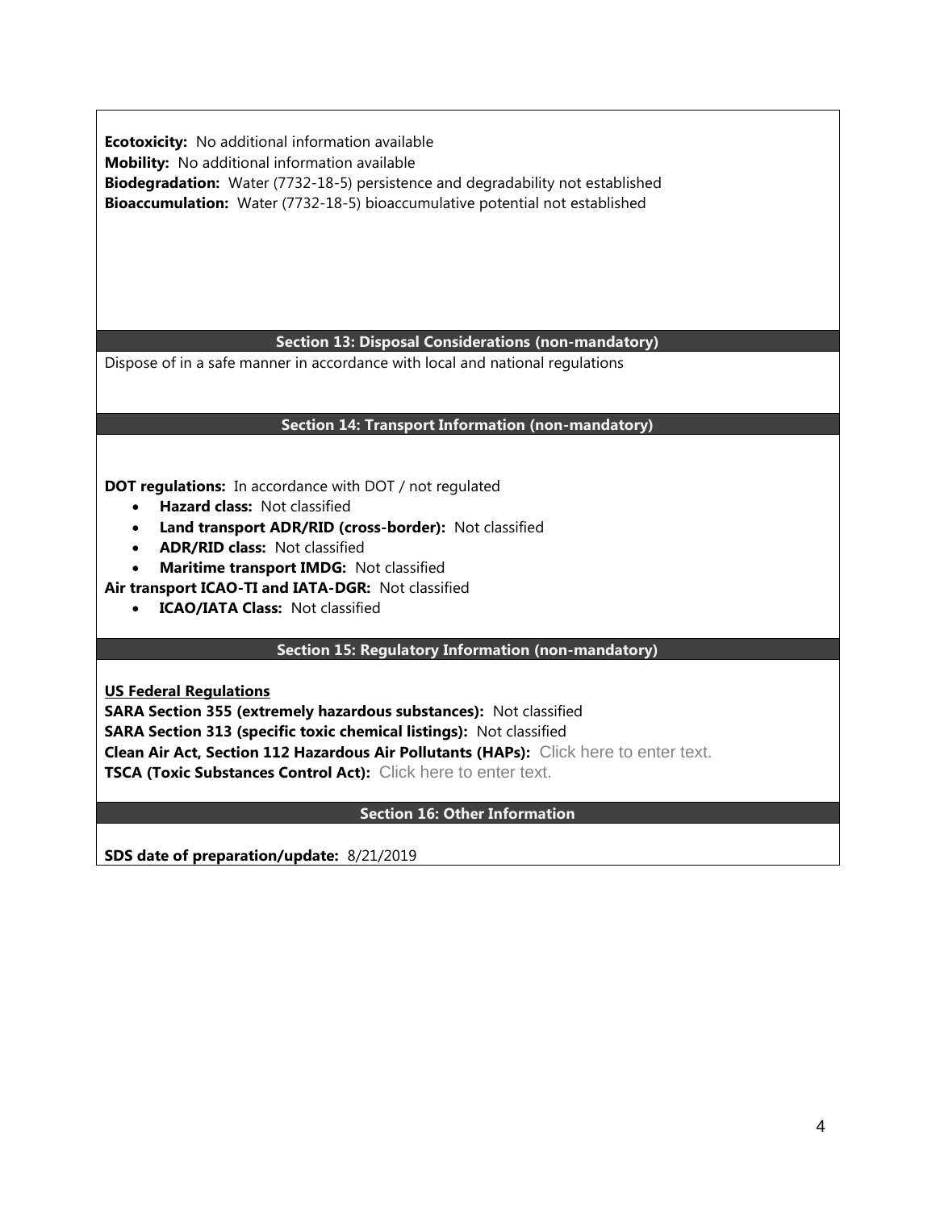**Ecotoxicity:** No additional information available
**Mobility:** No additional information available
**Biodegradation:** Water (7732-18-5) persistence and degradability not established
**Bioaccumulation:** Water (7732-18-5) bioaccumulative potential not established

## Section 13: Disposal Considerations (non-mandatory)

Dispose of in a safe manner in accordance with local and national regulations

## Section 14: Transport Information (non-mandatory)

**DOT regulations:** In accordance with DOT / not regulated

- **Hazard class:** Not classified
- **Land transport ADR/RID (cross-border):** Not classified
- **ADR/RID class:** Not classified
- **Maritime transport IMDG:** Not classified

**Air transport ICAO-TI and IATA-DGR:** Not classified

- **ICAO/IATA Class:** Not classified

## Section 15: Regulatory Information (non-mandatory)

**US Federal Regulations**

**SARA Section 355 (extremely hazardous substances):** Not classified
**SARA Section 313 (specific toxic chemical listings):** Not classified
**Clean Air Act, Section 112 Hazardous Air Pollutants (HAPs):** Click here to enter text.
**TSCA (Toxic Substances Control Act):** Click here to enter text.

## Section 16: Other Information

**SDS date of preparation/update:** 8/21/2019